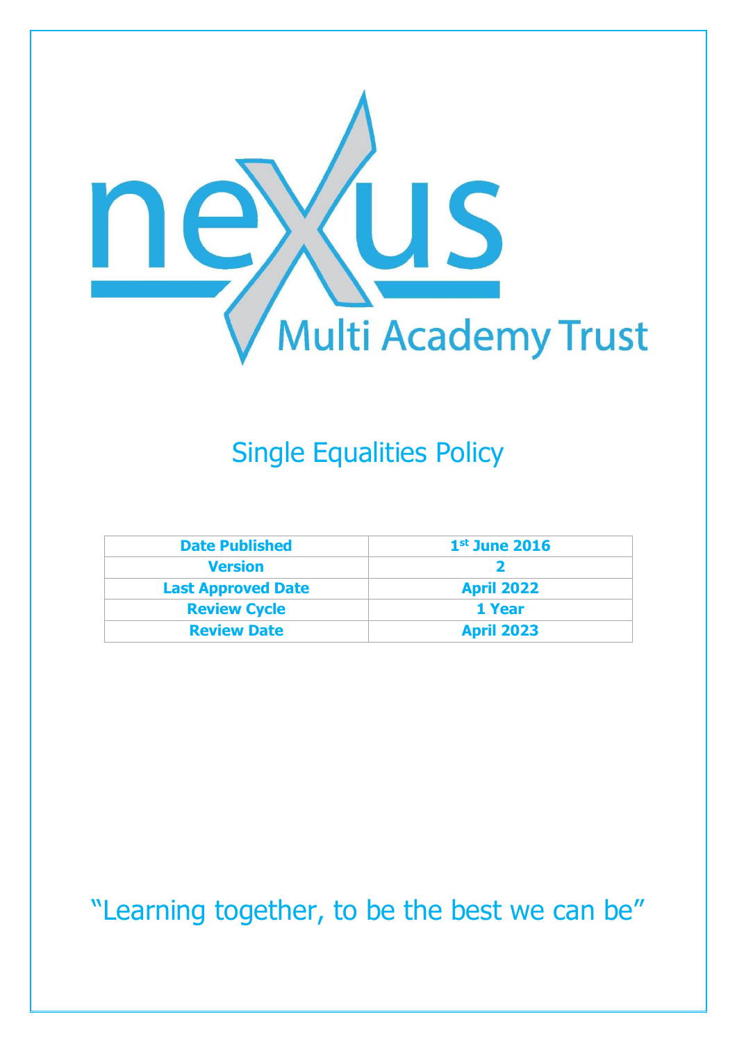nexus Multi Academy Trust

# Single Equalities Policy

| Date Published | 1st June 2016 |
| --- | --- |
| Version | 2 |
| Last Approved Date | April 2022 |
| Review Cycle | 1 Year |
| Review Date | April 2023 |

"Learning together, to be the best we can be"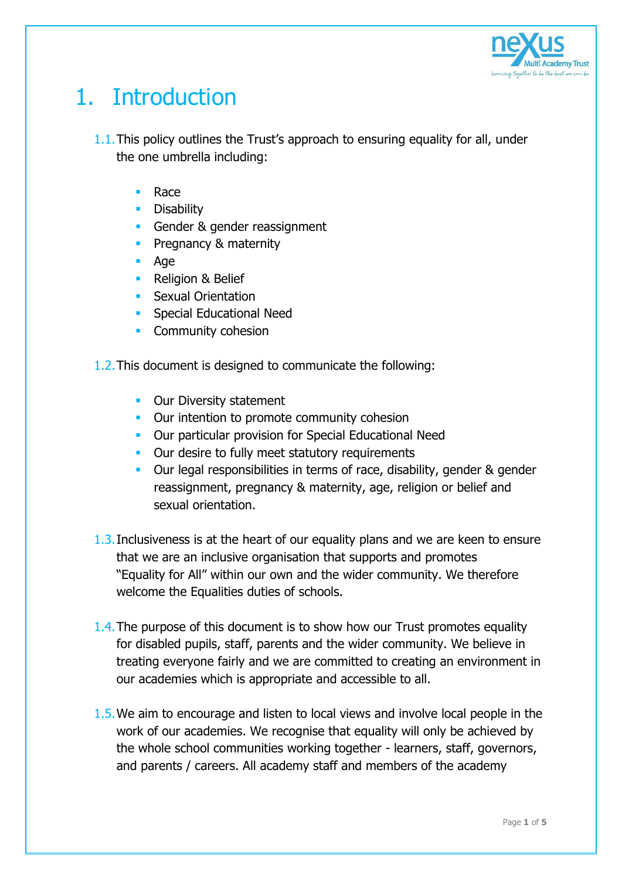# 1. Introduction

1.1. This policy outlines the Trust's approach to ensuring equality for all, under the one umbrella including:

- Race
- Disability
- Gender & gender reassignment
- Pregnancy & maternity
- Age
- Religion & Belief
- Sexual Orientation
- Special Educational Need
- Community cohesion

1.2. This document is designed to communicate the following:

- Our Diversity statement
- Our intention to promote community cohesion
- Our particular provision for Special Educational Need
- Our desire to fully meet statutory requirements
- Our legal responsibilities in terms of race, disability, gender & gender reassignment, pregnancy & maternity, age, religion or belief and sexual orientation.

1.3. Inclusiveness is at the heart of our equality plans and we are keen to ensure that we are an inclusive organisation that supports and promotes "Equality for All" within our own and the wider community. We therefore welcome the Equalities duties of schools.

1.4. The purpose of this document is to show how our Trust promotes equality for disabled pupils, staff, parents and the wider community. We believe in treating everyone fairly and we are committed to creating an environment in our academies which is appropriate and accessible to all.

1.5. We aim to encourage and listen to local views and involve local people in the work of our academies. We recognise that equality will only be achieved by the whole school communities working together - learners, staff, governors, and parents / careers. All academy staff and members of the academy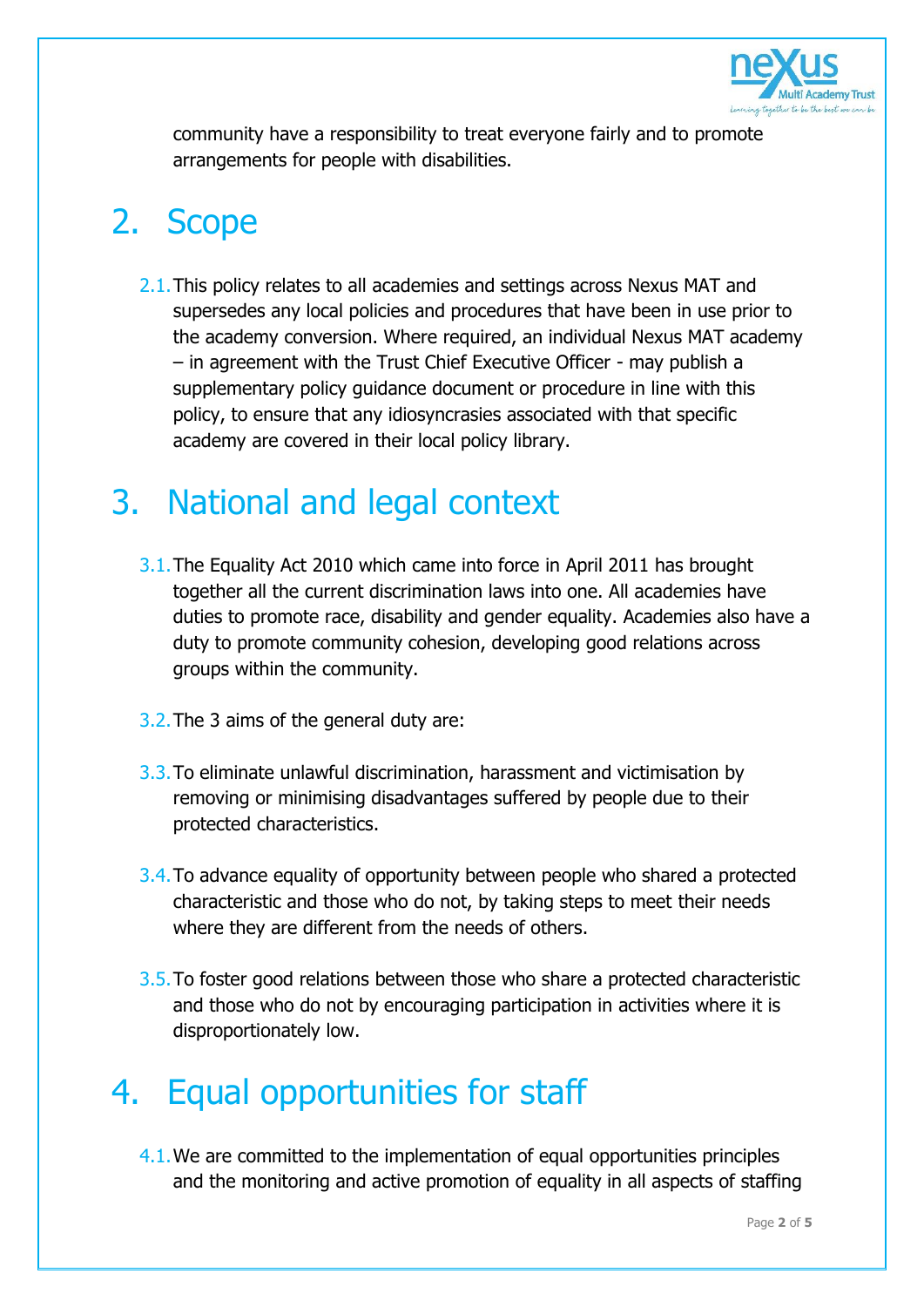community have a responsibility to treat everyone fairly and to promote arrangements for people with disabilities.

# 2. Scope

2.1. This policy relates to all academies and settings across Nexus MAT and supersedes any local policies and procedures that have been in use prior to the academy conversion. Where required, an individual Nexus MAT academy – in agreement with the Trust Chief Executive Officer - may publish a supplementary policy guidance document or procedure in line with this policy, to ensure that any idiosyncrasies associated with that specific academy are covered in their local policy library.

# 3. National and legal context

3.1. The Equality Act 2010 which came into force in April 2011 has brought together all the current discrimination laws into one. All academies have duties to promote race, disability and gender equality. Academies also have a duty to promote community cohesion, developing good relations across groups within the community.

3.2. The 3 aims of the general duty are:

3.3. To eliminate unlawful discrimination, harassment and victimisation by removing or minimising disadvantages suffered by people due to their protected characteristics.

3.4. To advance equality of opportunity between people who shared a protected characteristic and those who do not, by taking steps to meet their needs where they are different from the needs of others.

3.5. To foster good relations between those who share a protected characteristic and those who do not by encouraging participation in activities where it is disproportionately low.

# 4. Equal opportunities for staff

4.1. We are committed to the implementation of equal opportunities principles and the monitoring and active promotion of equality in all aspects of staffing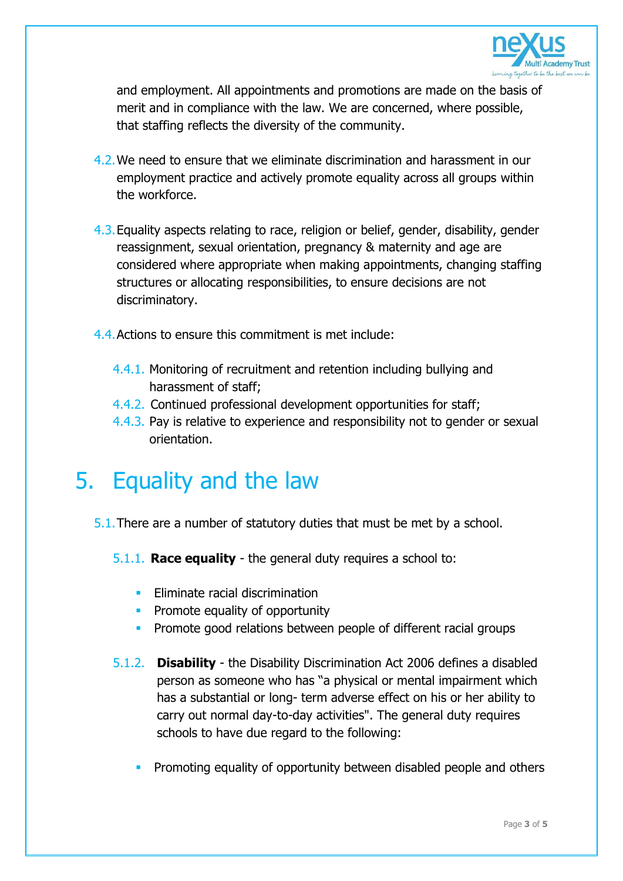and employment. All appointments and promotions are made on the basis of merit and in compliance with the law. We are concerned, where possible, that staffing reflects the diversity of the community.

4.2. We need to ensure that we eliminate discrimination and harassment in our employment practice and actively promote equality across all groups within the workforce.

4.3. Equality aspects relating to race, religion or belief, gender, disability, gender reassignment, sexual orientation, pregnancy & maternity and age are considered where appropriate when making appointments, changing staffing structures or allocating responsibilities, to ensure decisions are not discriminatory.

4.4. Actions to ensure this commitment is met include:

4.4.1. Monitoring of recruitment and retention including bullying and harassment of staff;

4.4.2. Continued professional development opportunities for staff;

4.4.3. Pay is relative to experience and responsibility not to gender or sexual orientation.

# 5. Equality and the law

5.1. There are a number of statutory duties that must be met by a school.

5.1.1. **Race equality** - the general duty requires a school to:

- Eliminate racial discrimination
- Promote equality of opportunity
- Promote good relations between people of different racial groups

5.1.2. **Disability** - the Disability Discrimination Act 2006 defines a disabled person as someone who has "a physical or mental impairment which has a substantial or long- term adverse effect on his or her ability to carry out normal day-to-day activities". The general duty requires schools to have due regard to the following:

- Promoting equality of opportunity between disabled people and others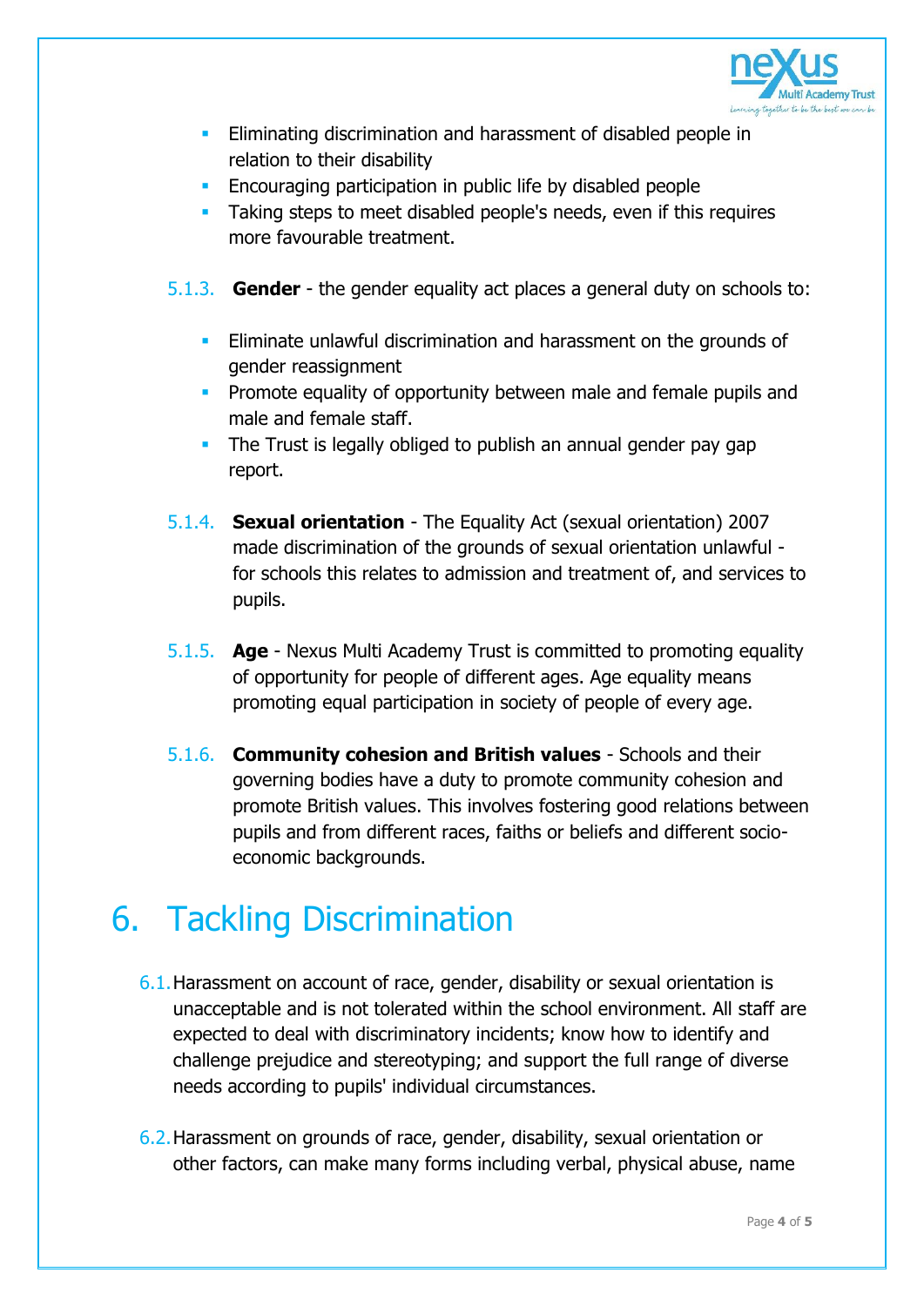- Eliminating discrimination and harassment of disabled people in relation to their disability
- Encouraging participation in public life by disabled people
- Taking steps to meet disabled people's needs, even if this requires more favourable treatment.

5.1.3. **Gender** - the gender equality act places a general duty on schools to:

- Eliminate unlawful discrimination and harassment on the grounds of gender reassignment
- Promote equality of opportunity between male and female pupils and male and female staff.
- The Trust is legally obliged to publish an annual gender pay gap report.

5.1.4. **Sexual orientation** - The Equality Act (sexual orientation) 2007 made discrimination of the grounds of sexual orientation unlawful - for schools this relates to admission and treatment of, and services to pupils.

5.1.5. **Age** - Nexus Multi Academy Trust is committed to promoting equality of opportunity for people of different ages. Age equality means promoting equal participation in society of people of every age.

5.1.6. **Community cohesion and British values** - Schools and their governing bodies have a duty to promote community cohesion and promote British values. This involves fostering good relations between pupils and from different races, faiths or beliefs and different socio-economic backgrounds.

# 6. Tackling Discrimination

6.1. Harassment on account of race, gender, disability or sexual orientation is unacceptable and is not tolerated within the school environment. All staff are expected to deal with discriminatory incidents; know how to identify and challenge prejudice and stereotyping; and support the full range of diverse needs according to pupils' individual circumstances.

6.2. Harassment on grounds of race, gender, disability, sexual orientation or other factors, can make many forms including verbal, physical abuse, name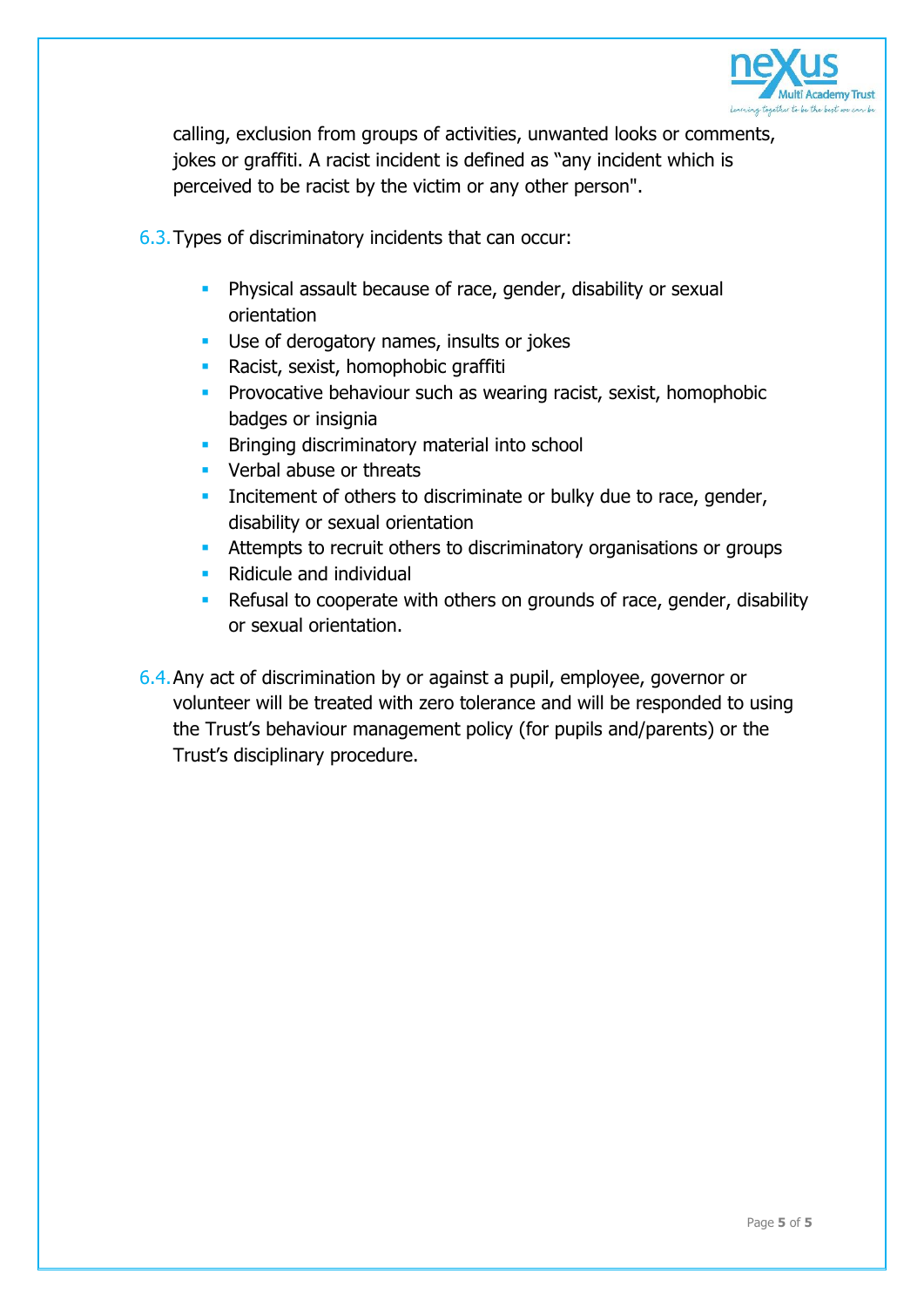calling, exclusion from groups of activities, unwanted looks or comments, jokes or graffiti. A racist incident is defined as "any incident which is perceived to be racist by the victim or any other person".

6.3. Types of discriminatory incidents that can occur:

- Physical assault because of race, gender, disability or sexual orientation
- Use of derogatory names, insults or jokes
- Racist, sexist, homophobic graffiti
- Provocative behaviour such as wearing racist, sexist, homophobic badges or insignia
- Bringing discriminatory material into school
- Verbal abuse or threats
- Incitement of others to discriminate or bulky due to race, gender, disability or sexual orientation
- Attempts to recruit others to discriminatory organisations or groups
- Ridicule and individual
- Refusal to cooperate with others on grounds of race, gender, disability or sexual orientation.

6.4. Any act of discrimination by or against a pupil, employee, governor or volunteer will be treated with zero tolerance and will be responded to using the Trust's behaviour management policy (for pupils and/parents) or the Trust's disciplinary procedure.